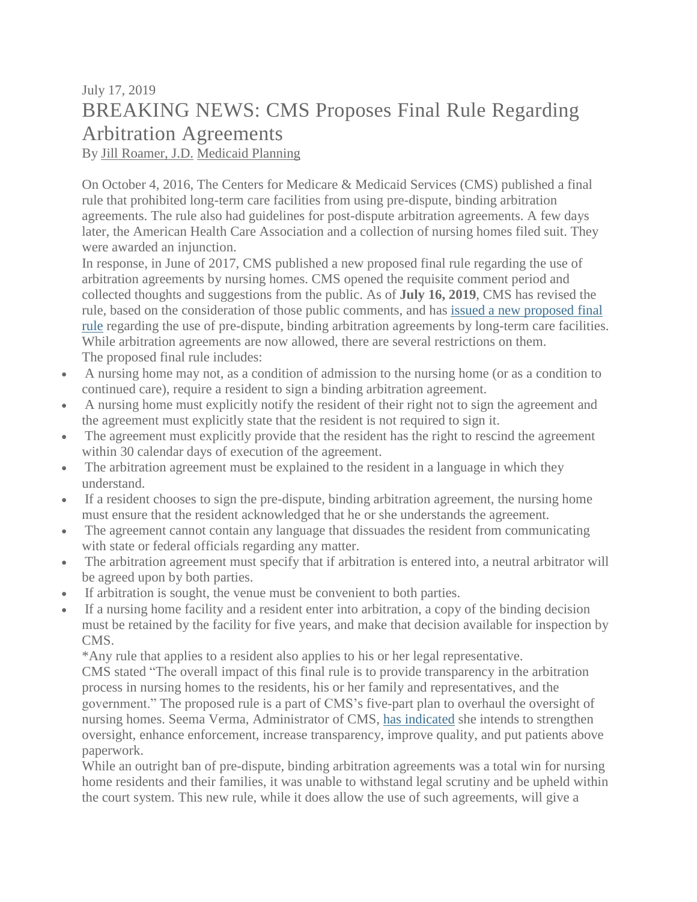July 17, 2019

# BREAKING NEWS: CMS Proposes Final Rule Regarding Arbitration Agreements

By Jill Roamer, J.D. Medicaid Planning

On October 4, 2016, The Centers for Medicare & Medicaid Services (CMS) published a final rule that prohibited long-term care facilities from using pre-dispute, binding arbitration agreements. The rule also had guidelines for post-dispute arbitration agreements. A few days later, the American Health Care Association and a collection of nursing homes filed suit. They were awarded an injunction.

In response, in June of 2017, CMS published a new proposed final rule regarding the use of arbitration agreements by nursing homes. CMS opened the requisite comment period and collected thoughts and suggestions from the public. As of **July 16, 2019**, CMS has revised the rule, based on the consideration of those public comments, and has issued a new proposed final rule regarding the use of pre-dispute, binding arbitration agreements by long-term care facilities. While arbitration agreements are now allowed, there are several restrictions on them.

The proposed final rule includes:

- A nursing home may not, as a condition of admission to the nursing home (or as a condition to continued care), require a resident to sign a binding arbitration agreement.
- A nursing home must explicitly notify the resident of their right not to sign the agreement and the agreement must explicitly state that the resident is not required to sign it.
- The agreement must explicitly provide that the resident has the right to rescind the agreement within 30 calendar days of execution of the agreement.
- The arbitration agreement must be explained to the resident in a language in which they understand.
- If a resident chooses to sign the pre-dispute, binding arbitration agreement, the nursing home must ensure that the resident acknowledged that he or she understands the agreement.
- The agreement cannot contain any language that dissuades the resident from communicating with state or federal officials regarding any matter.
- The arbitration agreement must specify that if arbitration is entered into, a neutral arbitrator will be agreed upon by both parties.
- If arbitration is sought, the venue must be convenient to both parties.
- If a nursing home facility and a resident enter into arbitration, a copy of the binding decision must be retained by the facility for five years, and make that decision available for inspection by CMS.

*Any rule that applies to a resident also applies to his or her legal representative.

CMS stated "The overall impact of this final rule is to provide transparency in the arbitration process in nursing homes to the residents, his or her family and representatives, and the government." The proposed rule is a part of CMS's five-part plan to overhaul the oversight of nursing homes. Seema Verma, Administrator of CMS, has indicated she intends to strengthen oversight, enhance enforcement, increase transparency, improve quality, and put patients above paperwork.

While an outright ban of pre-dispute, binding arbitration agreements was a total win for nursing home residents and their families, it was unable to withstand legal scrutiny and be upheld within the court system. This new rule, while it does allow the use of such agreements, will give a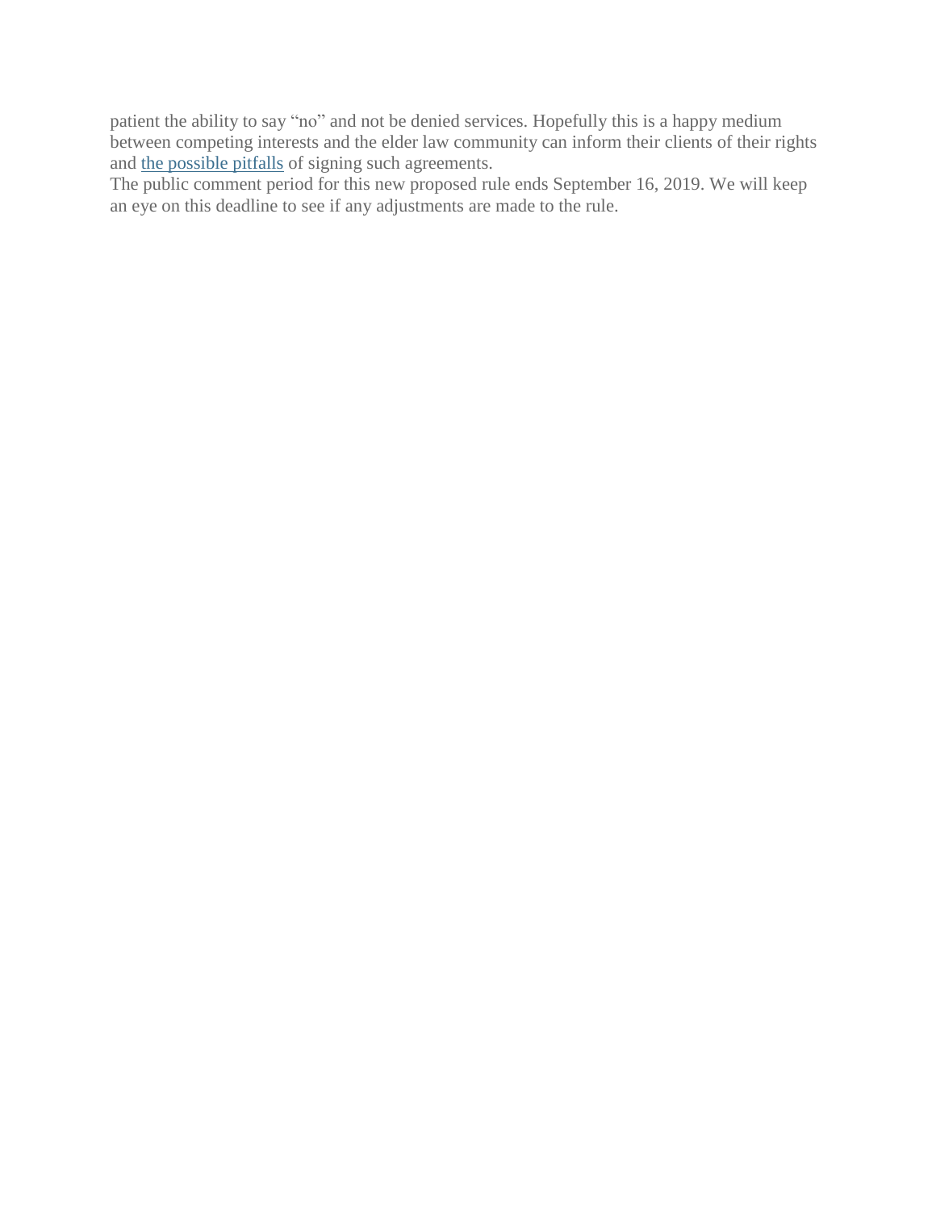patient the ability to say "no" and not be denied services. Hopefully this is a happy medium between competing interests and the elder law community can inform their clients of their rights and the possible pitfalls of signing such agreements.

The public comment period for this new proposed rule ends September 16, 2019. We will keep an eye on this deadline to see if any adjustments are made to the rule.